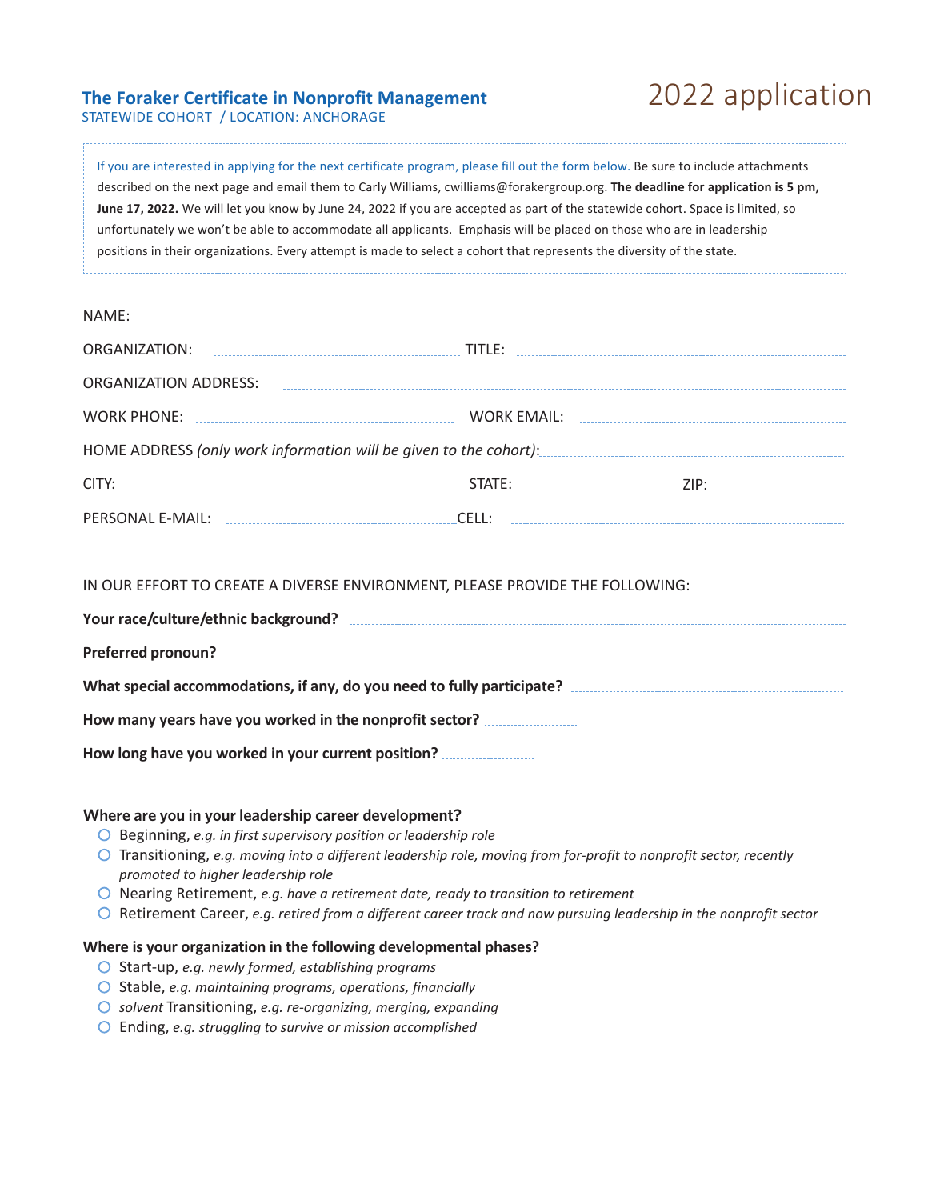**The Foraker Certificate in Nonprofit Management**

STATEWIDE COHORT / LOCATION: ANCHORAGE

# 2022 application

If you are interested in applying for the next certificate program, please fill out the form below. Be sure to include attachments described on the next page and email them to Carly Williams, cwilliams@forakergroup.org. **The deadline for application is 5 pm, June 17, 2022.** We will let you know by June 24, 2022 if you are accepted as part of the statewide cohort. Space is limited, so unfortunately we won't be able to accommodate all applicants. Emphasis will be placed on those who are in leadership positions in their organizations. Every attempt is made to select a cohort that represents the diversity of the state.

NAME: ____________________

ORGANIZATION: ____________________ TITLE: ____________________

ORGANIZATION ADDRESS: ____________________

WORK PHONE: ____________________ WORK EMAIL: ____________________

HOME ADDRESS *(only work information will be given to the cohort)*: ____________________

CITY: ____________________ STATE: __________ ZIP: __________

PERSONAL E-MAIL: ____________________ CELL: ____________________

IN OUR EFFORT TO CREATE A DIVERSE ENVIRONMENT, PLEASE PROVIDE THE FOLLOWING:

**Your race/culture/ethnic background?** ____________________

**Preferred pronoun?** ____________________

**What special accommodations, if any, do you need to fully participate?** ____________________

**How many years have you worked in the nonprofit sector?** __________

**How long have you worked in your current position?** __________

**Where are you in your leadership career development?**

- ○ Beginning, *e.g. in first supervisory position or leadership role*
- ○ Transitioning, *e.g. moving into a different leadership role, moving from for-profit to nonprofit sector, recently promoted to higher leadership role*
- ○ Nearing Retirement, *e.g. have a retirement date, ready to transition to retirement*
- ○ Retirement Career, *e.g. retired from a different career track and now pursuing leadership in the nonprofit sector*

**Where is your organization in the following developmental phases?**

- ○ Start-up, *e.g. newly formed, establishing programs*
- ○ Stable, *e.g. maintaining programs, operations, financially*
- ○ *solvent* Transitioning, *e.g. re-organizing, merging, expanding*
- ○ Ending, *e.g. struggling to survive or mission accomplished*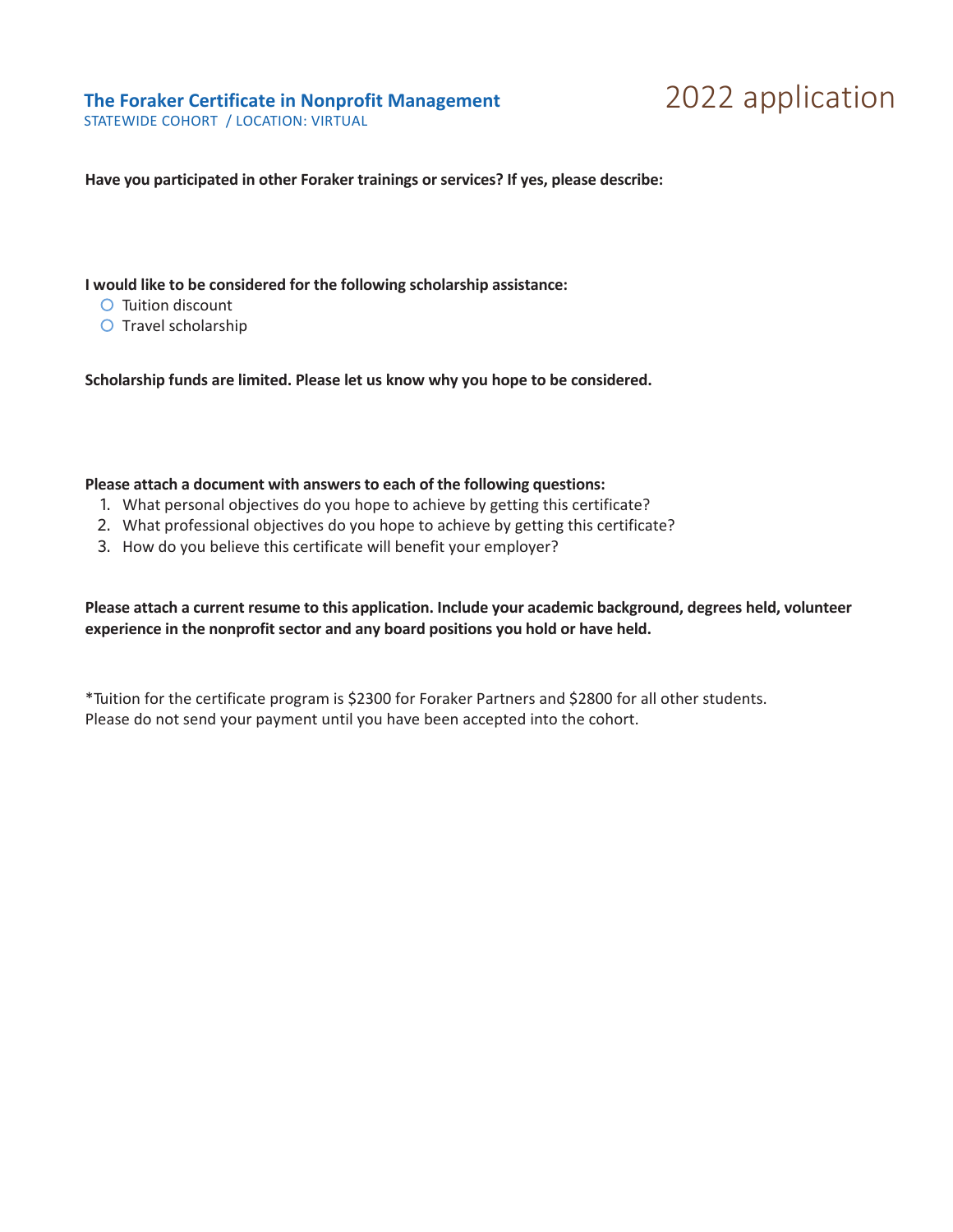**The Foraker Certificate in Nonprofit Management**
STATEWIDE COHORT / LOCATION: VIRTUAL

2022 application

**Have you participated in other Foraker trainings or services? If yes, please describe:**

**I would like to be considered for the following scholarship assistance:**

- Tuition discount
- Travel scholarship

**Scholarship funds are limited. Please let us know why you hope to be considered.**

**Please attach a document with answers to each of the following questions:**

1. What personal objectives do you hope to achieve by getting this certificate?
2. What professional objectives do you hope to achieve by getting this certificate?
3. How do you believe this certificate will benefit your employer?

**Please attach a current resume to this application. Include your academic background, degrees held, volunteer experience in the nonprofit sector and any board positions you hold or have held.**

*Tuition for the certificate program is $2300 for Foraker Partners and $2800 for all other students.
Please do not send your payment until you have been accepted into the cohort.